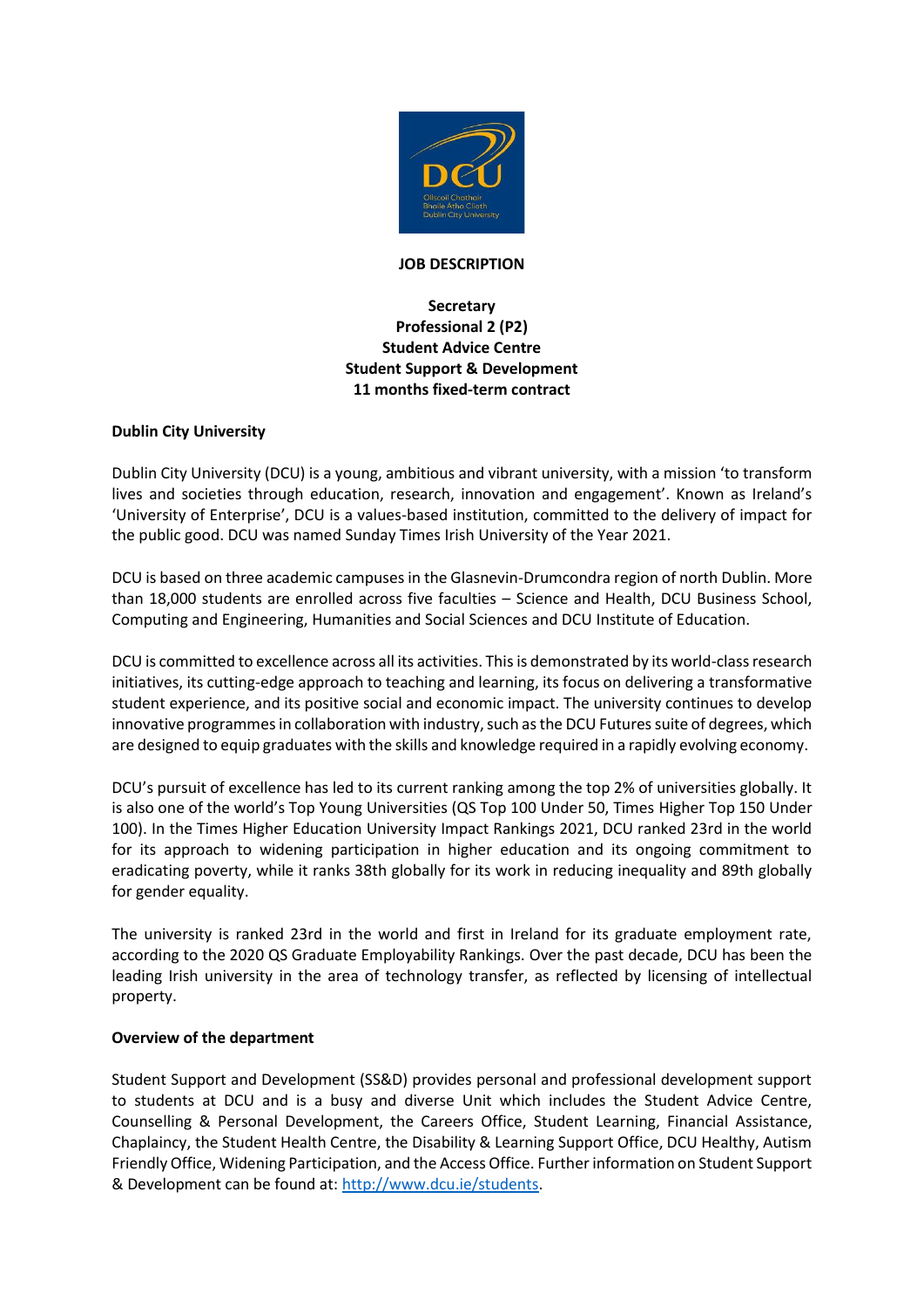# JOB DESCRIPTION

**Secretary**
**Professional 2 (P2)**
**Student Advice Centre**
**Student Support & Development**
**11 months fixed-term contract**

## Dublin City University

Dublin City University (DCU) is a young, ambitious and vibrant university, with a mission 'to transform lives and societies through education, research, innovation and engagement'. Known as Ireland's 'University of Enterprise', DCU is a values-based institution, committed to the delivery of impact for the public good. DCU was named Sunday Times Irish University of the Year 2021.

DCU is based on three academic campuses in the Glasnevin-Drumcondra region of north Dublin. More than 18,000 students are enrolled across five faculties – Science and Health, DCU Business School, Computing and Engineering, Humanities and Social Sciences and DCU Institute of Education.

DCU is committed to excellence across all its activities. This is demonstrated by its world-class research initiatives, its cutting-edge approach to teaching and learning, its focus on delivering a transformative student experience, and its positive social and economic impact. The university continues to develop innovative programmes in collaboration with industry, such as the DCU Futures suite of degrees, which are designed to equip graduates with the skills and knowledge required in a rapidly evolving economy.

DCU's pursuit of excellence has led to its current ranking among the top 2% of universities globally. It is also one of the world's Top Young Universities (QS Top 100 Under 50, Times Higher Top 150 Under 100). In the Times Higher Education University Impact Rankings 2021, DCU ranked 23rd in the world for its approach to widening participation in higher education and its ongoing commitment to eradicating poverty, while it ranks 38th globally for its work in reducing inequality and 89th globally for gender equality.

The university is ranked 23rd in the world and first in Ireland for its graduate employment rate, according to the 2020 QS Graduate Employability Rankings. Over the past decade, DCU has been the leading Irish university in the area of technology transfer, as reflected by licensing of intellectual property.

## Overview of the department

Student Support and Development (SS&D) provides personal and professional development support to students at DCU and is a busy and diverse Unit which includes the Student Advice Centre, Counselling & Personal Development, the Careers Office, Student Learning, Financial Assistance, Chaplaincy, the Student Health Centre, the Disability & Learning Support Office, DCU Healthy, Autism Friendly Office, Widening Participation, and the Access Office. Further information on Student Support & Development can be found at: [http://www.dcu.ie/students](http://www.dcu.ie/students).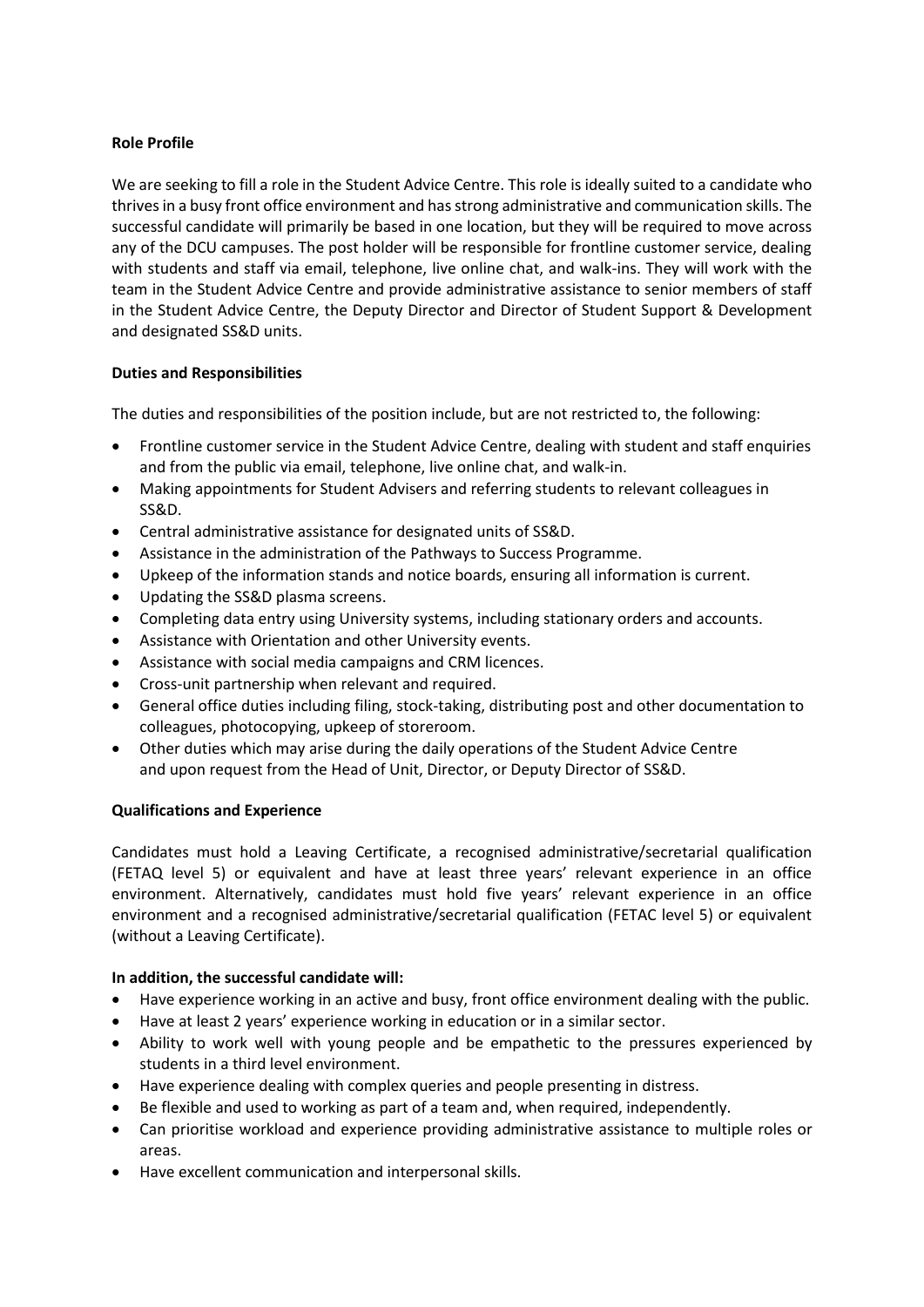**Role Profile**

We are seeking to fill a role in the Student Advice Centre. This role is ideally suited to a candidate who thrives in a busy front office environment and has strong administrative and communication skills. The successful candidate will primarily be based in one location, but they will be required to move across any of the DCU campuses. The post holder will be responsible for frontline customer service, dealing with students and staff via email, telephone, live online chat, and walk-ins. They will work with the team in the Student Advice Centre and provide administrative assistance to senior members of staff in the Student Advice Centre, the Deputy Director and Director of Student Support & Development and designated SS&D units.

**Duties and Responsibilities**

The duties and responsibilities of the position include, but are not restricted to, the following:

- Frontline customer service in the Student Advice Centre, dealing with student and staff enquiries and from the public via email, telephone, live online chat, and walk-in.
- Making appointments for Student Advisers and referring students to relevant colleagues in SS&D.
- Central administrative assistance for designated units of SS&D.
- Assistance in the administration of the Pathways to Success Programme.
- Upkeep of the information stands and notice boards, ensuring all information is current.
- Updating the SS&D plasma screens.
- Completing data entry using University systems, including stationary orders and accounts.
- Assistance with Orientation and other University events.
- Assistance with social media campaigns and CRM licences.
- Cross-unit partnership when relevant and required.
- General office duties including filing, stock-taking, distributing post and other documentation to colleagues, photocopying, upkeep of storeroom.
- Other duties which may arise during the daily operations of the Student Advice Centre and upon request from the Head of Unit, Director, or Deputy Director of SS&D.

**Qualifications and Experience**

Candidates must hold a Leaving Certificate, a recognised administrative/secretarial qualification (FETAQ level 5) or equivalent and have at least three years' relevant experience in an office environment. Alternatively, candidates must hold five years' relevant experience in an office environment and a recognised administrative/secretarial qualification (FETAC level 5) or equivalent (without a Leaving Certificate).

**In addition, the successful candidate will:**

- Have experience working in an active and busy, front office environment dealing with the public.
- Have at least 2 years' experience working in education or in a similar sector.
- Ability to work well with young people and be empathetic to the pressures experienced by students in a third level environment.
- Have experience dealing with complex queries and people presenting in distress.
- Be flexible and used to working as part of a team and, when required, independently.
- Can prioritise workload and experience providing administrative assistance to multiple roles or areas.
- Have excellent communication and interpersonal skills.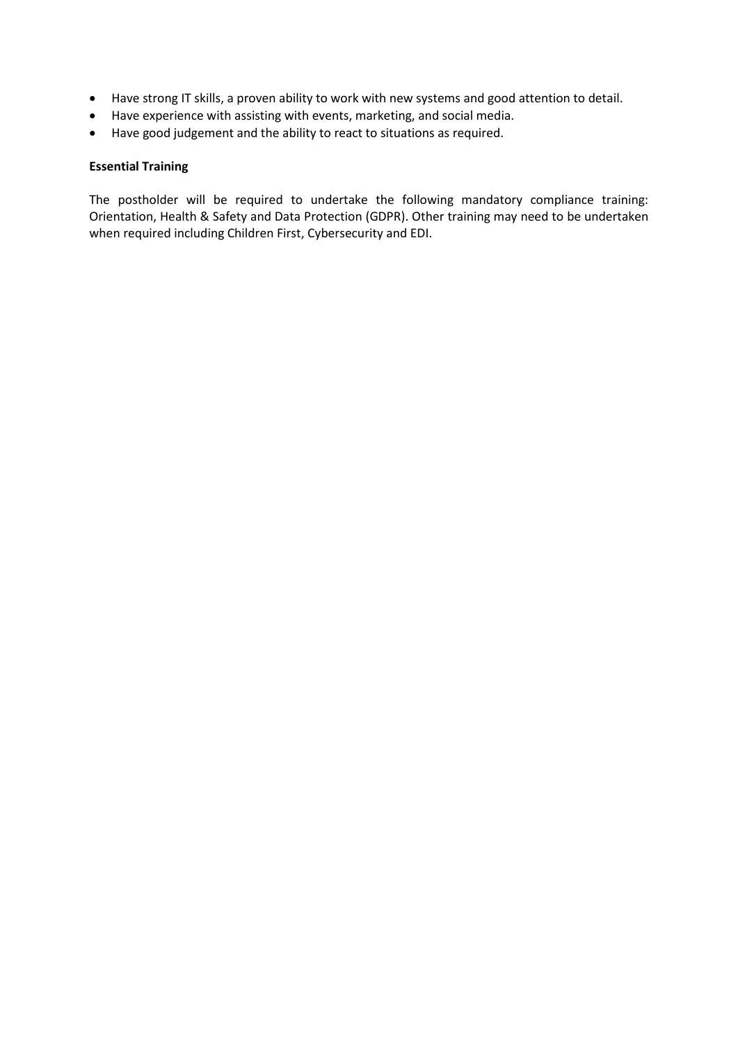- Have strong IT skills, a proven ability to work with new systems and good attention to detail.
- Have experience with assisting with events, marketing, and social media.
- Have good judgement and the ability to react to situations as required.

**Essential Training**

The postholder will be required to undertake the following mandatory compliance training: Orientation, Health & Safety and Data Protection (GDPR). Other training may need to be undertaken when required including Children First, Cybersecurity and EDI.